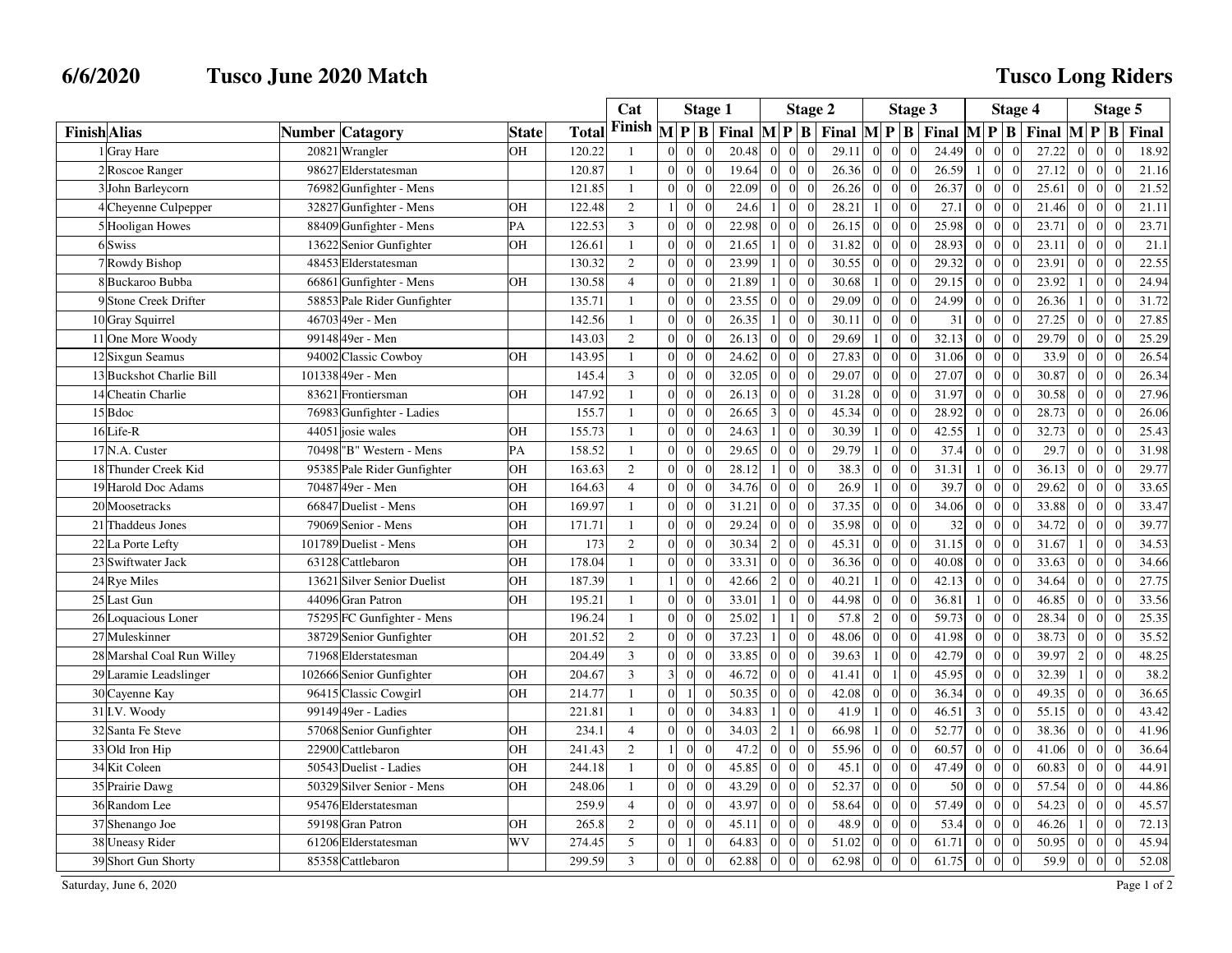# 6/6/2020 Tusco June 2020 Match

## Tusco Long Riders

| Finish | Alias | Number | Catagory | State | Total | Cat Finish | Stage 1 | | | | Stage 2 | | | | Stage 3 | | | | Stage 4 | | | | Stage 5 | | | |
|---|---|---|---|---|---|---|---|---|---|---|---|---|---|---|---|---|---|---|---|---|---|---|---|---|---|---|
| | | | | | | | M | P | B | Final | M | P | B | Final | M | P | B | Final | M | P | B | Final | M | P | B | Final |
| 1 | Gray Hare | 20821 | Wrangler | OH | 120.22 | 1 | 0 | 0 | 0 | 20.48 | 0 | 0 | 0 | 29.11 | 0 | 0 | 0 | 24.49 | 0 | 0 | 0 | 27.22 | 0 | 0 | 0 | 18.92 |
| 2 | Roscoe Ranger | 98627 | Elderstatesman | | 120.87 | 1 | 0 | 0 | 0 | 19.64 | 0 | 0 | 0 | 26.36 | 0 | 0 | 0 | 26.59 | 1 | 0 | 0 | 27.12 | 0 | 0 | 0 | 21.16 |
| 3 | John Barleycorn | 76982 | Gunfighter - Mens | | 121.85 | 1 | 0 | 0 | 0 | 22.09 | 0 | 0 | 0 | 26.26 | 0 | 0 | 0 | 26.37 | 0 | 0 | 0 | 25.61 | 0 | 0 | 0 | 21.52 |
| 4 | Cheyenne Culpepper | 32827 | Gunfighter - Mens | OH | 122.48 | 2 | 1 | 0 | 0 | 24.6 | 1 | 0 | 0 | 28.21 | 1 | 0 | 0 | 27.1 | 0 | 0 | 0 | 21.46 | 0 | 0 | 0 | 21.11 |
| 5 | Hooligan Howes | 88409 | Gunfighter - Mens | PA | 122.53 | 3 | 0 | 0 | 0 | 22.98 | 0 | 0 | 0 | 26.15 | 0 | 0 | 0 | 25.98 | 0 | 0 | 0 | 23.71 | 0 | 0 | 0 | 23.71 |
| 6 | Swiss | 13622 | Senior Gunfighter | OH | 126.61 | 1 | 0 | 0 | 0 | 21.65 | 1 | 0 | 0 | 31.82 | 0 | 0 | 0 | 28.93 | 0 | 0 | 0 | 23.11 | 0 | 0 | 0 | 21.1 |
| 7 | Rowdy Bishop | 48453 | Elderstatesman | | 130.32 | 2 | 0 | 0 | 0 | 23.99 | 1 | 0 | 0 | 30.55 | 0 | 0 | 0 | 29.32 | 0 | 0 | 0 | 23.91 | 0 | 0 | 0 | 22.55 |
| 8 | Buckaroo Bubba | 66861 | Gunfighter - Mens | OH | 130.58 | 4 | 0 | 0 | 0 | 21.89 | 1 | 0 | 0 | 30.68 | 1 | 0 | 0 | 29.15 | 0 | 0 | 0 | 23.92 | 1 | 0 | 0 | 24.94 |
| 9 | Stone Creek Drifter | 58853 | Pale Rider Gunfighter | | 135.71 | 1 | 0 | 0 | 0 | 23.55 | 0 | 0 | 0 | 29.09 | 0 | 0 | 0 | 24.99 | 0 | 0 | 0 | 26.36 | 1 | 0 | 0 | 31.72 |
| 10 | Gray Squirrel | 46703 | 49er - Men | | 142.56 | 1 | 0 | 0 | 0 | 26.35 | 1 | 0 | 0 | 30.11 | 0 | 0 | 0 | 31 | 0 | 0 | 0 | 27.25 | 0 | 0 | 0 | 27.85 |
| 11 | One More Woody | 99148 | 49er - Men | | 143.03 | 2 | 0 | 0 | 0 | 26.13 | 0 | 0 | 0 | 29.69 | 1 | 0 | 0 | 32.13 | 0 | 0 | 0 | 29.79 | 0 | 0 | 0 | 25.29 |
| 12 | Sixgun Seamus | 94002 | Classic Cowboy | OH | 143.95 | 1 | 0 | 0 | 0 | 24.62 | 0 | 0 | 0 | 27.83 | 0 | 0 | 0 | 31.06 | 0 | 0 | 0 | 33.9 | 0 | 0 | 0 | 26.54 |
| 13 | Buckshot Charlie Bill | 101338 | 49er - Men | | 145.4 | 3 | 0 | 0 | 0 | 32.05 | 0 | 0 | 0 | 29.07 | 0 | 0 | 0 | 27.07 | 0 | 0 | 0 | 30.87 | 0 | 0 | 0 | 26.34 |
| 14 | Cheatin Charlie | 83621 | Frontiersman | OH | 147.92 | 1 | 0 | 0 | 0 | 26.13 | 0 | 0 | 0 | 31.28 | 0 | 0 | 0 | 31.97 | 0 | 0 | 0 | 30.58 | 0 | 0 | 0 | 27.96 |
| 15 | Bdoc | 76983 | Gunfighter - Ladies | | 155.7 | 1 | 0 | 0 | 0 | 26.65 | 3 | 0 | 0 | 45.34 | 0 | 0 | 0 | 28.92 | 0 | 0 | 0 | 28.73 | 0 | 0 | 0 | 26.06 |
| 16 | Life-R | 44051 | josie wales | OH | 155.73 | 1 | 0 | 0 | 0 | 24.63 | 1 | 0 | 0 | 30.39 | 1 | 0 | 0 | 42.55 | 1 | 0 | 0 | 32.73 | 0 | 0 | 0 | 25.43 |
| 17 | N.A. Custer | 70498 | "B" Western - Mens | PA | 158.52 | 1 | 0 | 0 | 0 | 29.65 | 0 | 0 | 0 | 29.79 | 1 | 0 | 0 | 37.4 | 0 | 0 | 0 | 29.7 | 0 | 0 | 0 | 31.98 |
| 18 | Thunder Creek Kid | 95385 | Pale Rider Gunfighter | OH | 163.63 | 2 | 0 | 0 | 0 | 28.12 | 1 | 0 | 0 | 38.3 | 0 | 0 | 0 | 31.31 | 1 | 0 | 0 | 36.13 | 0 | 0 | 0 | 29.77 |
| 19 | Harold Doc Adams | 70487 | 49er - Men | OH | 164.63 | 4 | 0 | 0 | 0 | 34.76 | 0 | 0 | 0 | 26.9 | 1 | 0 | 0 | 39.7 | 0 | 0 | 0 | 29.62 | 0 | 0 | 0 | 33.65 |
| 20 | Moosetracks | 66847 | Duelist - Mens | OH | 169.97 | 1 | 0 | 0 | 0 | 31.21 | 0 | 0 | 0 | 37.35 | 0 | 0 | 0 | 34.06 | 0 | 0 | 0 | 33.88 | 0 | 0 | 0 | 33.47 |
| 21 | Thaddeus Jones | 79069 | Senior - Mens | OH | 171.71 | 1 | 0 | 0 | 0 | 29.24 | 0 | 0 | 0 | 35.98 | 0 | 0 | 0 | 32 | 0 | 0 | 0 | 34.72 | 0 | 0 | 0 | 39.77 |
| 22 | La Porte Lefty | 101789 | Duelist - Mens | OH | 173 | 2 | 0 | 0 | 0 | 30.34 | 2 | 0 | 0 | 45.31 | 0 | 0 | 0 | 31.15 | 0 | 0 | 0 | 31.67 | 1 | 0 | 0 | 34.53 |
| 23 | Swiftwater Jack | 63128 | Cattlebaron | OH | 178.04 | 1 | 0 | 0 | 0 | 33.31 | 0 | 0 | 0 | 36.36 | 0 | 0 | 0 | 40.08 | 0 | 0 | 0 | 33.63 | 0 | 0 | 0 | 34.66 |
| 24 | Rye Miles | 13621 | Silver Senior Duelist | OH | 187.39 | 1 | 1 | 0 | 0 | 42.66 | 2 | 0 | 0 | 40.21 | 1 | 0 | 0 | 42.13 | 0 | 0 | 0 | 34.64 | 0 | 0 | 0 | 27.75 |
| 25 | Last Gun | 44096 | Gran Patron | OH | 195.21 | 1 | 0 | 0 | 0 | 33.01 | 1 | 0 | 0 | 44.98 | 0 | 0 | 0 | 36.81 | 1 | 0 | 0 | 46.85 | 0 | 0 | 0 | 33.56 |
| 26 | Loquacious Loner | 75295 | FC Gunfighter - Mens | | 196.24 | 1 | 0 | 0 | 0 | 25.02 | 1 | 1 | 0 | 57.8 | 2 | 0 | 0 | 59.73 | 0 | 0 | 0 | 28.34 | 0 | 0 | 0 | 25.35 |
| 27 | Muleskinner | 38729 | Senior Gunfighter | OH | 201.52 | 2 | 0 | 0 | 0 | 37.23 | 1 | 0 | 0 | 48.06 | 0 | 0 | 0 | 41.98 | 0 | 0 | 0 | 38.73 | 0 | 0 | 0 | 35.52 |
| 28 | Marshal Coal Run Willey | 71968 | Elderstatesman | | 204.49 | 3 | 0 | 0 | 0 | 33.85 | 0 | 0 | 0 | 39.63 | 1 | 0 | 0 | 42.79 | 0 | 0 | 0 | 39.97 | 2 | 0 | 0 | 48.25 |
| 29 | Laramie Leadslinger | 102666 | Senior Gunfighter | OH | 204.67 | 3 | 3 | 0 | 0 | 46.72 | 0 | 0 | 0 | 41.41 | 0 | 1 | 0 | 45.95 | 0 | 0 | 0 | 32.39 | 1 | 0 | 0 | 38.2 |
| 30 | Cayenne Kay | 96415 | Classic Cowgirl | OH | 214.77 | 1 | 0 | 1 | 0 | 50.35 | 0 | 0 | 0 | 42.08 | 0 | 0 | 0 | 36.34 | 0 | 0 | 0 | 49.35 | 0 | 0 | 0 | 36.65 |
| 31 | I.V. Woody | 99149 | 49er - Ladies | | 221.81 | 1 | 0 | 0 | 0 | 34.83 | 1 | 0 | 0 | 41.9 | 1 | 0 | 0 | 46.51 | 3 | 0 | 0 | 55.15 | 0 | 0 | 0 | 43.42 |
| 32 | Santa Fe Steve | 57068 | Senior Gunfighter | OH | 234.1 | 4 | 0 | 0 | 0 | 34.03 | 2 | 1 | 0 | 66.98 | 1 | 0 | 0 | 52.77 | 0 | 0 | 0 | 38.36 | 0 | 0 | 0 | 41.96 |
| 33 | Old Iron Hip | 22900 | Cattlebaron | OH | 241.43 | 2 | 1 | 0 | 0 | 47.2 | 0 | 0 | 0 | 55.96 | 0 | 0 | 0 | 60.57 | 0 | 0 | 0 | 41.06 | 0 | 0 | 0 | 36.64 |
| 34 | Kit Coleen | 50543 | Duelist - Ladies | OH | 244.18 | 1 | 0 | 0 | 0 | 45.85 | 0 | 0 | 0 | 45.1 | 0 | 0 | 0 | 47.49 | 0 | 0 | 0 | 60.83 | 0 | 0 | 0 | 44.91 |
| 35 | Prairie Dawg | 50329 | Silver Senior - Mens | OH | 248.06 | 1 | 0 | 0 | 0 | 43.29 | 0 | 0 | 0 | 52.37 | 0 | 0 | 0 | 50 | 0 | 0 | 0 | 57.54 | 0 | 0 | 0 | 44.86 |
| 36 | Random Lee | 95476 | Elderstatesman | | 259.9 | 4 | 0 | 0 | 0 | 43.97 | 0 | 0 | 0 | 58.64 | 0 | 0 | 0 | 57.49 | 0 | 0 | 0 | 54.23 | 0 | 0 | 0 | 45.57 |
| 37 | Shenango Joe | 59198 | Gran Patron | OH | 265.8 | 2 | 0 | 0 | 0 | 45.11 | 0 | 0 | 0 | 48.9 | 0 | 0 | 0 | 53.4 | 0 | 0 | 0 | 46.26 | 1 | 0 | 0 | 72.13 |
| 38 | Uneasy Rider | 61206 | Elderstatesman | WV | 274.45 | 5 | 0 | 1 | 0 | 64.83 | 0 | 0 | 0 | 51.02 | 0 | 0 | 0 | 61.71 | 0 | 0 | 0 | 50.95 | 0 | 0 | 0 | 45.94 |
| 39 | Short Gun Shorty | 85358 | Cattlebaron | | 299.59 | 3 | 0 | 0 | 0 | 62.88 | 0 | 0 | 0 | 62.98 | 0 | 0 | 0 | 61.75 | 0 | 0 | 0 | 59.9 | 0 | 0 | 0 | 52.08 |

Saturday, June 6, 2020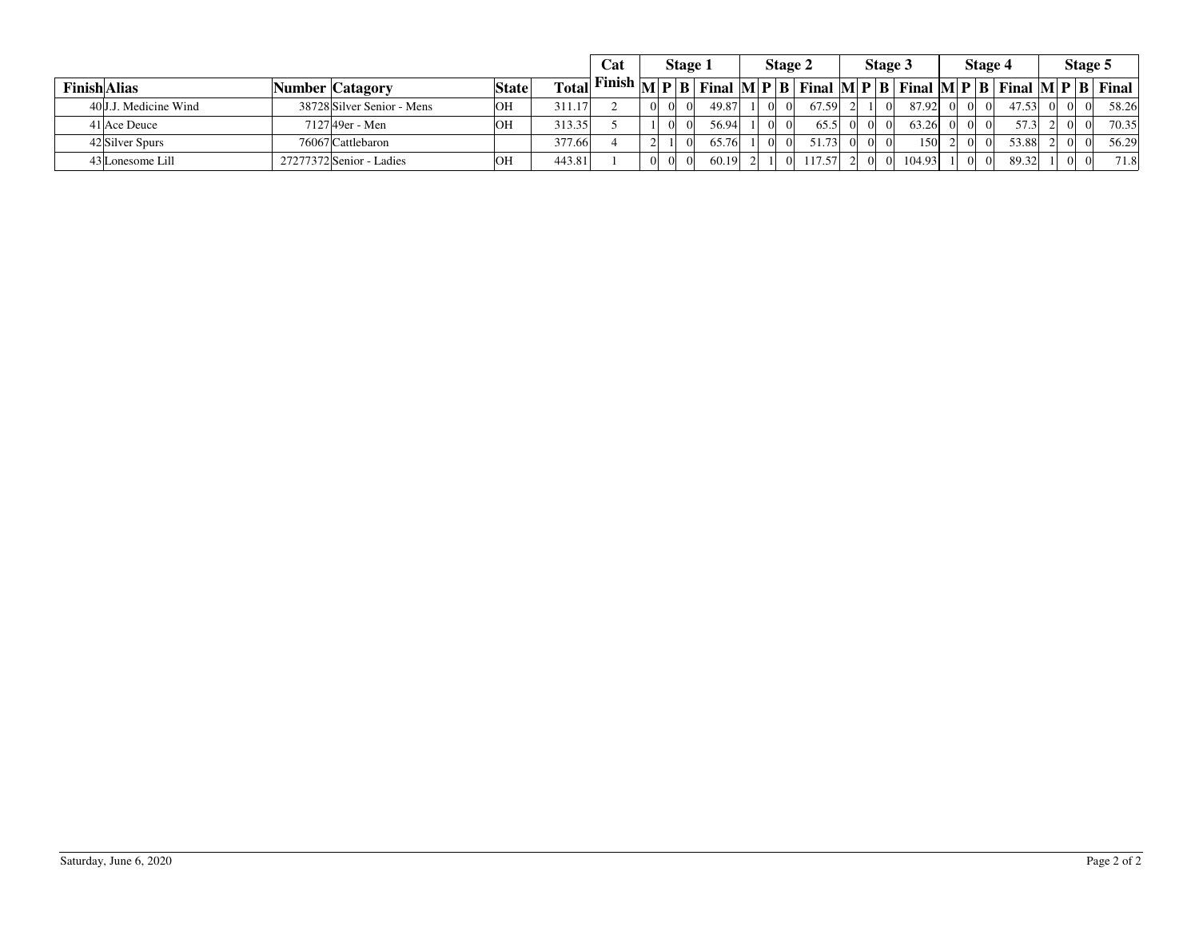| | | | | | | Cat | Stage 1 | | | | Stage 2 | | | | Stage 3 | | | | Stage 4 | | | | Stage 5 | | | |
|---|---|---|---|---|---|---|---|---|---|---|---|---|---|---|---|---|---|---|---|---|---|---|---|---|---|---|
| Finish | Alias | Number | Catagory | State | Total | Finish | M | P | B | Final | M | P | B | Final | M | P | B | Final | M | P | B | Final | M | P | B | Final |
| 40 | J.J. Medicine Wind | 38728 | Silver Senior - Mens | OH | 311.17 | 2 | 0 | 0 | 0 | 49.87 | 1 | 0 | 0 | 67.59 | 2 | 1 | 0 | 87.92 | 0 | 0 | 0 | 47.53 | 0 | 0 | 0 | 58.26 |
| 41 | Ace Deuce | 7127 | 49er - Men | OH | 313.35 | 5 | 1 | 0 | 0 | 56.94 | 1 | 0 | 0 | 65.5 | 0 | 0 | 0 | 63.26 | 0 | 0 | 0 | 57.3 | 2 | 0 | 0 | 70.35 |
| 42 | Silver Spurs | 76067 | Cattlebaron | | 377.66 | 4 | 2 | 1 | 0 | 65.76 | 1 | 0 | 0 | 51.73 | 0 | 0 | 0 | 150 | 2 | 0 | 0 | 53.88 | 2 | 0 | 0 | 56.29 |
| 43 | Lonesome Lill | 27277372 | Senior - Ladies | OH | 443.81 | 1 | 0 | 0 | 0 | 60.19 | 2 | 1 | 0 | 117.57 | 2 | 0 | 0 | 104.93 | 1 | 0 | 0 | 89.32 | 1 | 0 | 0 | 71.8 |

Saturday, June 6, 2020